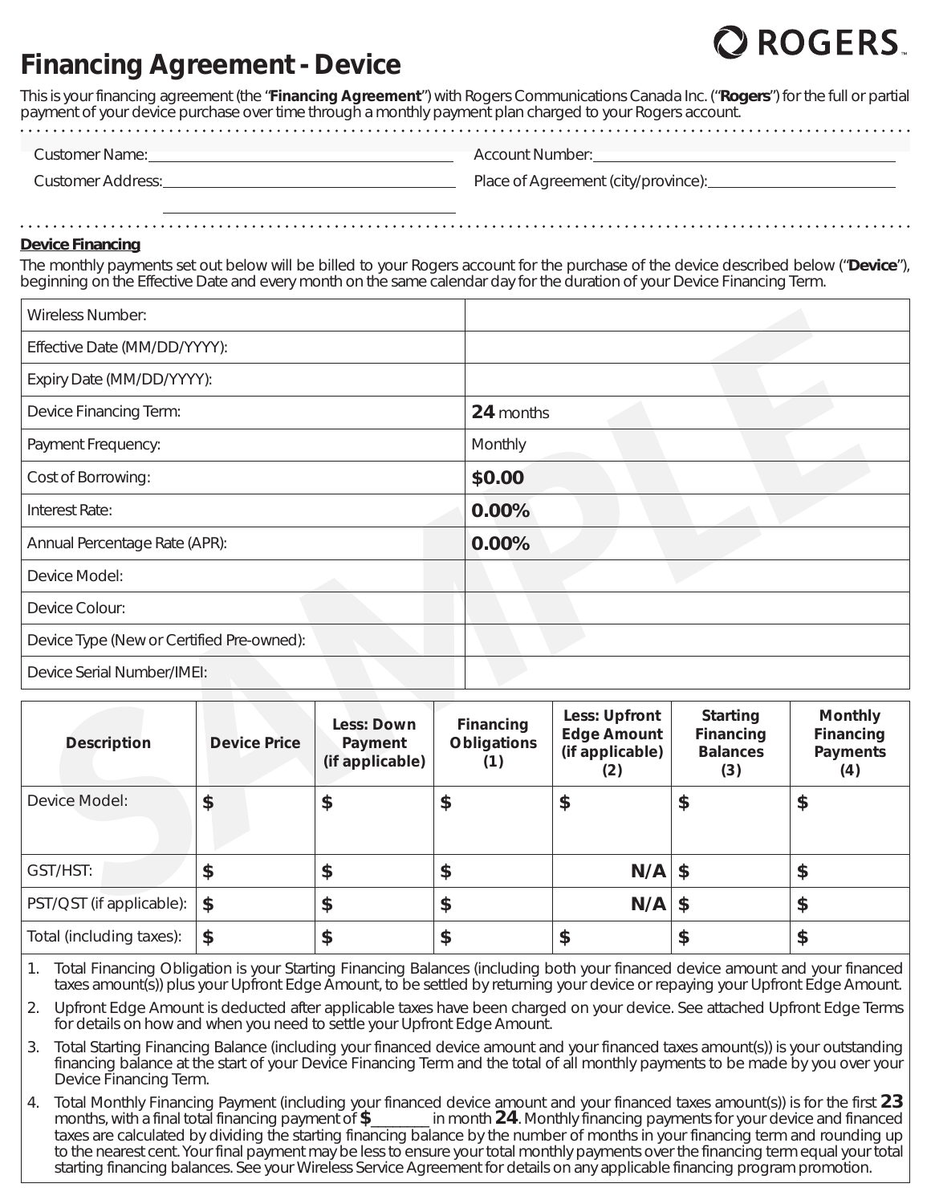# Financing Agreement - Device

ROGERS

This is your financing agreement (the "**Financing Agreement**") with Rogers Communications Canada Inc. ("**Rogers**") for the full or partial payment of your device purchase over time through a monthly payment plan charged to your Rogers account.

Customer Name: ______________________ Account Number: ______________________

Customer Address: ______________________ Place of Agreement (city/province): ______________________

______________________

**Device Financing**

The monthly payments set out below will be billed to your Rogers account for the purchase of the device described below ("**Device**"), beginning on the Effective Date and every month on the same calendar day for the duration of your Device Financing Term.

| | |
|---|---|
| Wireless Number: | |
| Effective Date (MM/DD/YYYY): | |
| Expiry Date (MM/DD/YYYY): | |
| Device Financing Term: | **24** months |
| Payment Frequency: | Monthly |
| Cost of Borrowing: | **$0.00** |
| Interest Rate: | **0.00%** |
| Annual Percentage Rate (APR): | **0.00%** |
| Device Model: | |
| Device Colour: | |
| Device Type (New or Certified Pre-owned): | |
| Device Serial Number/IMEI: | |

| Description | Device Price | Less: Down Payment (if applicable) | Financing Obligations (1) | Less: Upfront Edge Amount (if applicable) (2) | Starting Financing Balances (3) | Monthly Financing Payments (4) |
|---|---|---|---|---|---|---|
| Device Model: | $ | $ | $ | $ | $ | $ |
| GST/HST: | $ | $ | $ | N/A | $ | $ |
| PST/QST (if applicable): | $ | $ | $ | N/A | $ | $ |
| Total (including taxes): | $ | $ | $ | $ | $ | $ |

1. Total Financing Obligation is your Starting Financing Balances (including both your financed device amount and your financed taxes amount(s)) plus your Upfront Edge Amount, to be settled by returning your device or repaying your Upfront Edge Amount.
2. Upfront Edge Amount is deducted after applicable taxes have been charged on your device. See attached Upfront Edge Terms for details on how and when you need to settle your Upfront Edge Amount.
3. Total Starting Financing Balance (including your financed device amount and your financed taxes amount(s)) is your outstanding financing balance at the start of your Device Financing Term and the total of all monthly payments to be made by you over your Device Financing Term.
4. Total Monthly Financing Payment (including your financed device amount and your financed taxes amount(s)) is for the first **23** months, with a final total financing payment of **$**________ in month **24**. Monthly financing payments for your device and financed taxes are calculated by dividing the starting financing balance by the number of months in your financing term and rounding up to the nearest cent. Your final payment may be less to ensure your total monthly payments over the financing term equal your total starting financing balances. See your Wireless Service Agreement for details on any applicable financing program promotion.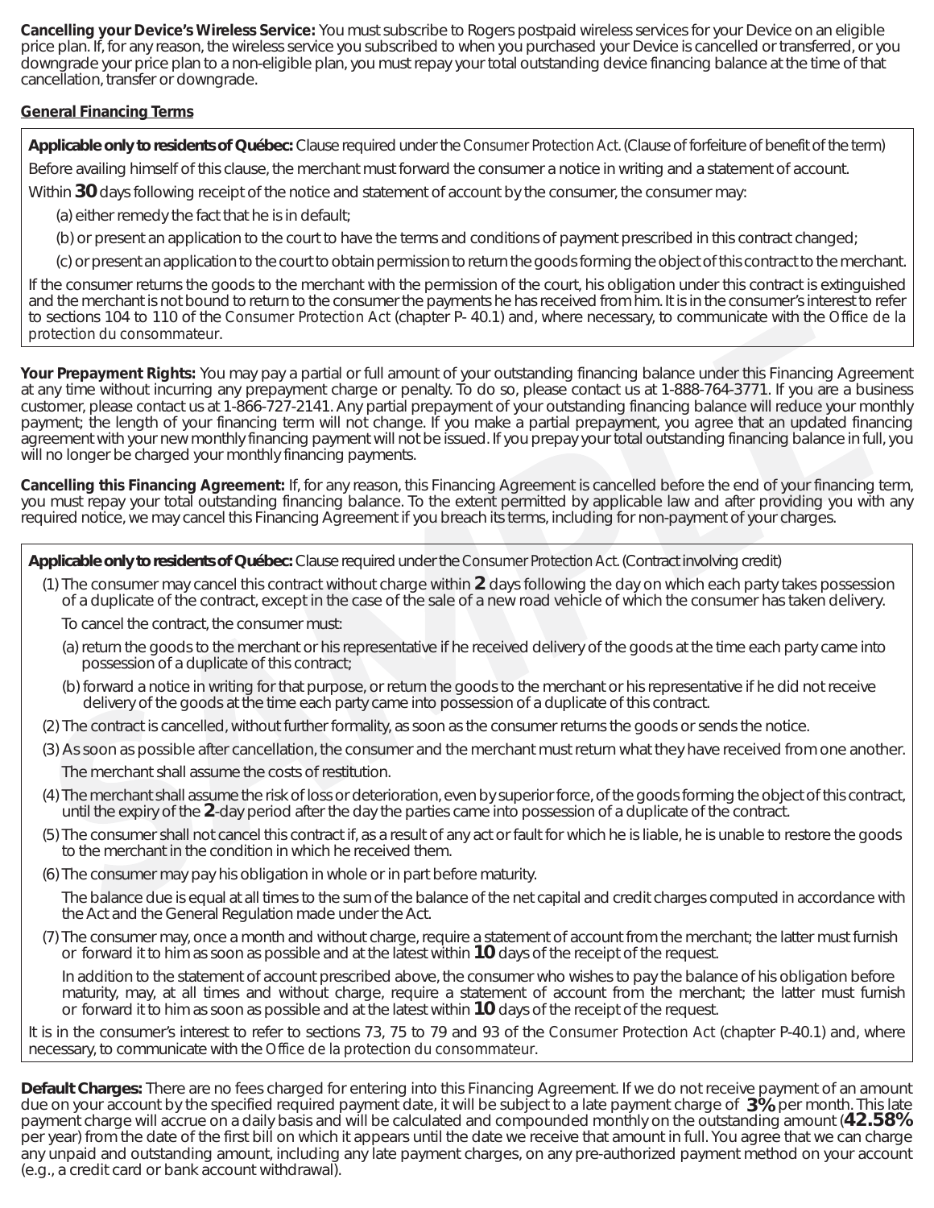**Cancelling your Device's Wireless Service:** You must subscribe to Rogers postpaid wireless services for your Device on an eligible price plan. If, for any reason, the wireless service you subscribed to when you purchased your Device is cancelled or transferred, or you downgrade your price plan to a non-eligible plan, you must repay your total outstanding device financing balance at the time of that cancellation, transfer or downgrade.

**General Financing Terms**

**Applicable only to residents of Québec:** Clause required under the *Consumer Protection Act*. (Clause of forfeiture of benefit of the term)

Before availing himself of this clause, the merchant must forward the consumer a notice in writing and a statement of account.

Within **30** days following receipt of the notice and statement of account by the consumer, the consumer may:

(a) either remedy the fact that he is in default;

(b) or present an application to the court to have the terms and conditions of payment prescribed in this contract changed;

(c) or present an application to the court to obtain permission to return the goods forming the object of this contract to the merchant.

If the consumer returns the goods to the merchant with the permission of the court, his obligation under this contract is extinguished and the merchant is not bound to return to the consumer the payments he has received from him. It is in the consumer's interest to refer to sections 104 to 110 of the *Consumer Protection Act* (chapter P- 40.1) and, where necessary, to communicate with the *Office de la protection du consommateur*.

**Your Prepayment Rights:** You may pay a partial or full amount of your outstanding financing balance under this Financing Agreement at any time without incurring any prepayment charge or penalty. To do so, please contact us at 1-888-764-3771. If you are a business customer, please contact us at 1-866-727-2141. Any partial prepayment of your outstanding financing balance will reduce your monthly payment; the length of your financing term will not change. If you make a partial prepayment, you agree that an updated financing agreement with your new monthly financing payment will not be issued. If you prepay your total outstanding financing balance in full, you will no longer be charged your monthly financing payments.

**Cancelling this Financing Agreement:** If, for any reason, this Financing Agreement is cancelled before the end of your financing term, you must repay your total outstanding financing balance. To the extent permitted by applicable law and after providing you with any required notice, we may cancel this Financing Agreement if you breach its terms, including for non-payment of your charges.

**Applicable only to residents of Québec:** Clause required under the *Consumer Protection Act*. (Contract involving credit)

(1) The consumer may cancel this contract without charge within **2** days following the day on which each party takes possession of a duplicate of the contract, except in the case of the sale of a new road vehicle of which the consumer has taken delivery.

To cancel the contract, the consumer must:

(a) return the goods to the merchant or his representative if he received delivery of the goods at the time each party came into possession of a duplicate of this contract;

(b) forward a notice in writing for that purpose, or return the goods to the merchant or his representative if he did not receive delivery of the goods at the time each party came into possession of a duplicate of this contract.

(2) The contract is cancelled, without further formality, as soon as the consumer returns the goods or sends the notice.

(3) As soon as possible after cancellation, the consumer and the merchant must return what they have received from one another. The merchant shall assume the costs of restitution.

(4) The merchant shall assume the risk of loss or deterioration, even by superior force, of the goods forming the object of this contract, until the expiry of the **2**-day period after the day the parties came into possession of a duplicate of the contract.

(5) The consumer shall not cancel this contract if, as a result of any act or fault for which he is liable, he is unable to restore the goods to the merchant in the condition in which he received them.

(6) The consumer may pay his obligation in whole or in part before maturity.

The balance due is equal at all times to the sum of the balance of the net capital and credit charges computed in accordance with the Act and the General Regulation made under the Act.

(7) The consumer may, once a month and without charge, require a statement of account from the merchant; the latter must furnish or forward it to him as soon as possible and at the latest within **10** days of the receipt of the request.

In addition to the statement of account prescribed above, the consumer who wishes to pay the balance of his obligation before maturity, may, at all times and without charge, require a statement of account from the merchant; the latter must furnish or forward it to him as soon as possible and at the latest within **10** days of the receipt of the request.

It is in the consumer's interest to refer to sections 73, 75 to 79 and 93 of the *Consumer Protection Act* (chapter P-40.1) and, where necessary, to communicate with the *Office de la protection du consommateur*.

**Default Charges:** There are no fees charged for entering into this Financing Agreement. If we do not receive payment of an amount due on your account by the specified required payment date, it will be subject to a late payment charge of **3%** per month. This late payment charge will accrue on a daily basis and will be calculated and compounded monthly on the outstanding amount (**42.58%** per year) from the date of the first bill on which it appears until the date we receive that amount in full. You agree that we can charge any unpaid and outstanding amount, including any late payment charges, on any pre-authorized payment method on your account (e.g., a credit card or bank account withdrawal).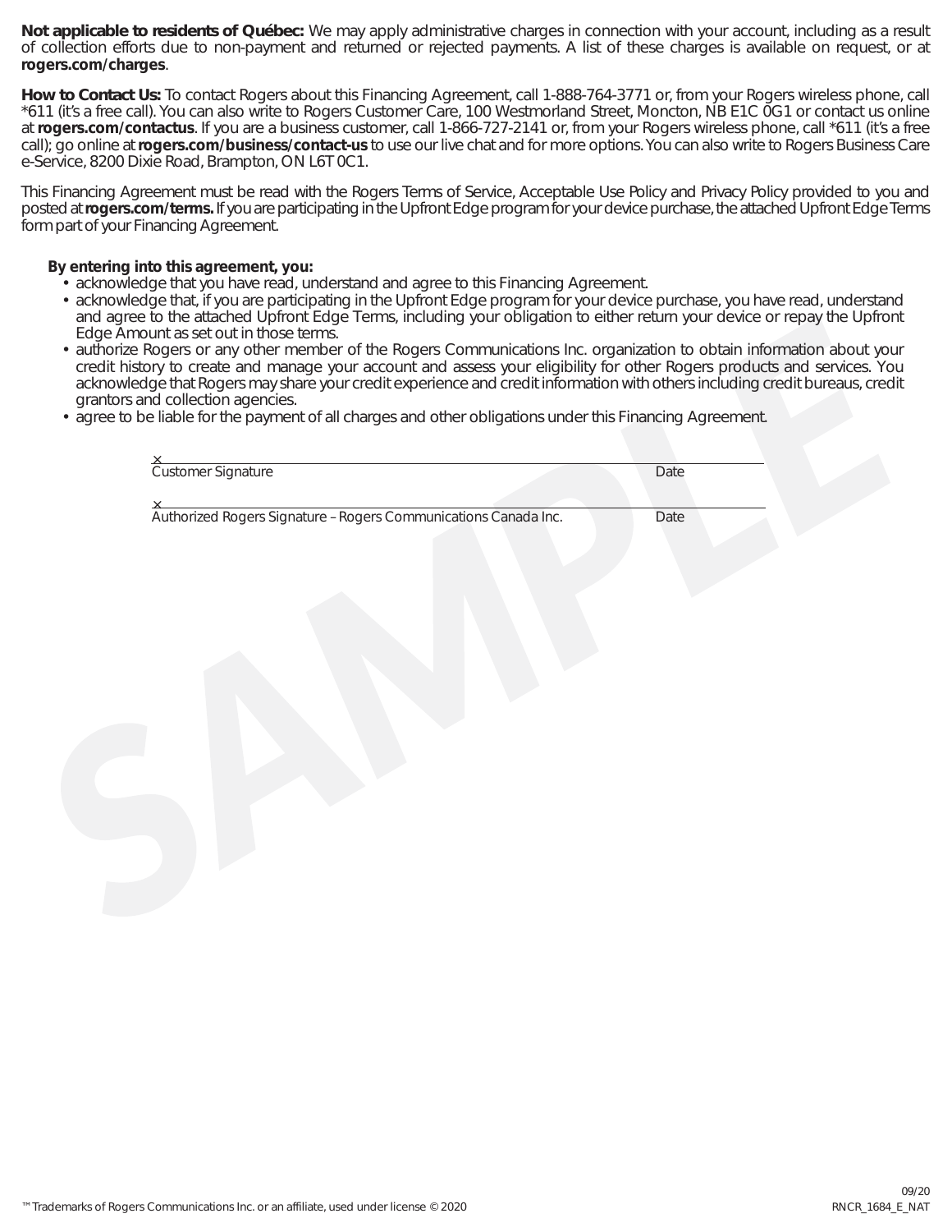**Not applicable to residents of Québec:** We may apply administrative charges in connection with your account, including as a result of collection efforts due to non-payment and returned or rejected payments. A list of these charges is available on request, or at **rogers.com/charges**.

**How to Contact Us:** To contact Rogers about this Financing Agreement, call 1-888-764-3771 or, from your Rogers wireless phone, call *611 (it's a free call). You can also write to Rogers Customer Care, 100 Westmorland Street, Moncton, NB E1C 0G1 or contact us online at **rogers.com/contactus**. If you are a business customer, call 1-866-727-2141 or, from your Rogers wireless phone, call *611 (it's a free call); go online at **rogers.com/business/contact-us** to use our live chat and for more options. You can also write to Rogers Business Care e-Service, 8200 Dixie Road, Brampton, ON L6T 0C1.

This Financing Agreement must be read with the Rogers Terms of Service, Acceptable Use Policy and Privacy Policy provided to you and posted at **rogers.com/terms.** If you are participating in the Upfront Edge program for your device purchase, the attached Upfront Edge Terms form part of your Financing Agreement.

**By entering into this agreement, you:**

- acknowledge that you have read, understand and agree to this Financing Agreement.
- acknowledge that, if you are participating in the Upfront Edge program for your device purchase, you have read, understand and agree to the attached Upfront Edge Terms, including your obligation to either return your device or repay the Upfront Edge Amount as set out in those terms.
- authorize Rogers or any other member of the Rogers Communications Inc. organization to obtain information about your credit history to create and manage your account and assess your eligibility for other Rogers products and services. You acknowledge that Rogers may share your credit experience and credit information with others including credit bureaus, credit grantors and collection agencies.
- agree to be liable for the payment of all charges and other obligations under this Financing Agreement.

×\_\_\_\_\_\_\_\_\_\_\_\_\_\_\_\_\_\_\_\_\_\_\_\_\_\_\_\_\_\_\_\_\_\_\_\_\_\_\_\_\_\_\_\_\_\_\_\_\_\_\_\_\_\_
Customer Signature Date

×\_\_\_\_\_\_\_\_\_\_\_\_\_\_\_\_\_\_\_\_\_\_\_\_\_\_\_\_\_\_\_\_\_\_\_\_\_\_\_\_\_\_\_\_\_\_\_\_\_\_\_\_\_\_
Authorized Rogers Signature – Rogers Communications Canada Inc. Date

SAMPLE

™ Trademarks of Rogers Communications Inc. or an affiliate, used under license © 2020

09/20
RNCR_1684_E_NAT